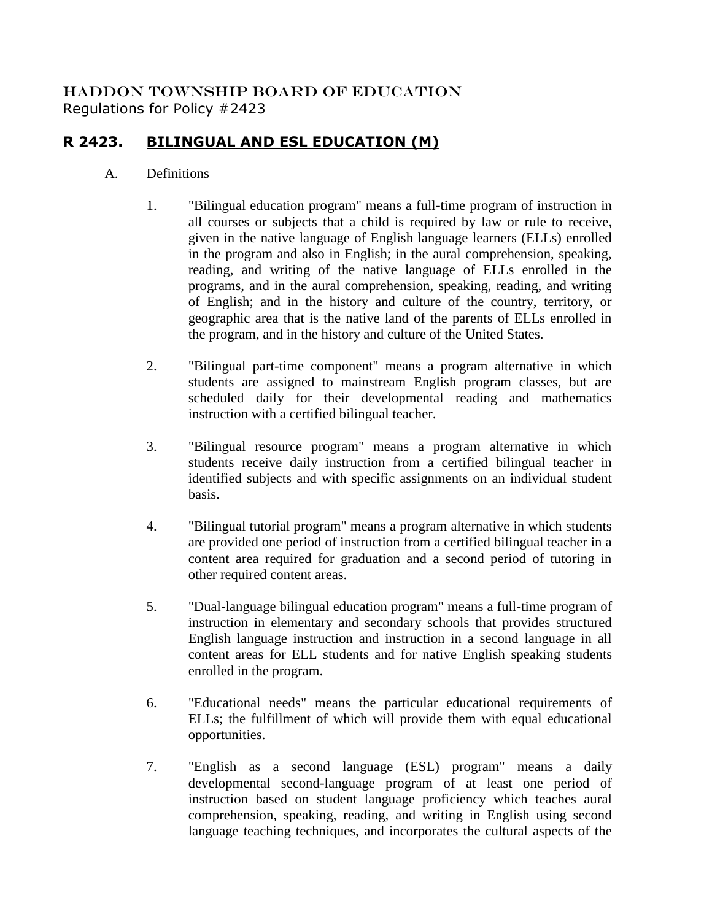HADDON TOWNSHIP BOARD OF EDUCATION
Regulations for Policy #2423

# R 2423. BILINGUAL AND ESL EDUCATION (M)

A. Definitions

1. "Bilingual education program" means a full-time program of instruction in all courses or subjects that a child is required by law or rule to receive, given in the native language of English language learners (ELLs) enrolled in the program and also in English; in the aural comprehension, speaking, reading, and writing of the native language of ELLs enrolled in the programs, and in the aural comprehension, speaking, reading, and writing of English; and in the history and culture of the country, territory, or geographic area that is the native land of the parents of ELLs enrolled in the program, and in the history and culture of the United States.

2. "Bilingual part-time component" means a program alternative in which students are assigned to mainstream English program classes, but are scheduled daily for their developmental reading and mathematics instruction with a certified bilingual teacher.

3. "Bilingual resource program" means a program alternative in which students receive daily instruction from a certified bilingual teacher in identified subjects and with specific assignments on an individual student basis.

4. "Bilingual tutorial program" means a program alternative in which students are provided one period of instruction from a certified bilingual teacher in a content area required for graduation and a second period of tutoring in other required content areas.

5. "Dual-language bilingual education program" means a full-time program of instruction in elementary and secondary schools that provides structured English language instruction and instruction in a second language in all content areas for ELL students and for native English speaking students enrolled in the program.

6. "Educational needs" means the particular educational requirements of ELLs; the fulfillment of which will provide them with equal educational opportunities.

7. "English as a second language (ESL) program" means a daily developmental second-language program of at least one period of instruction based on student language proficiency which teaches aural comprehension, speaking, reading, and writing in English using second language teaching techniques, and incorporates the cultural aspects of the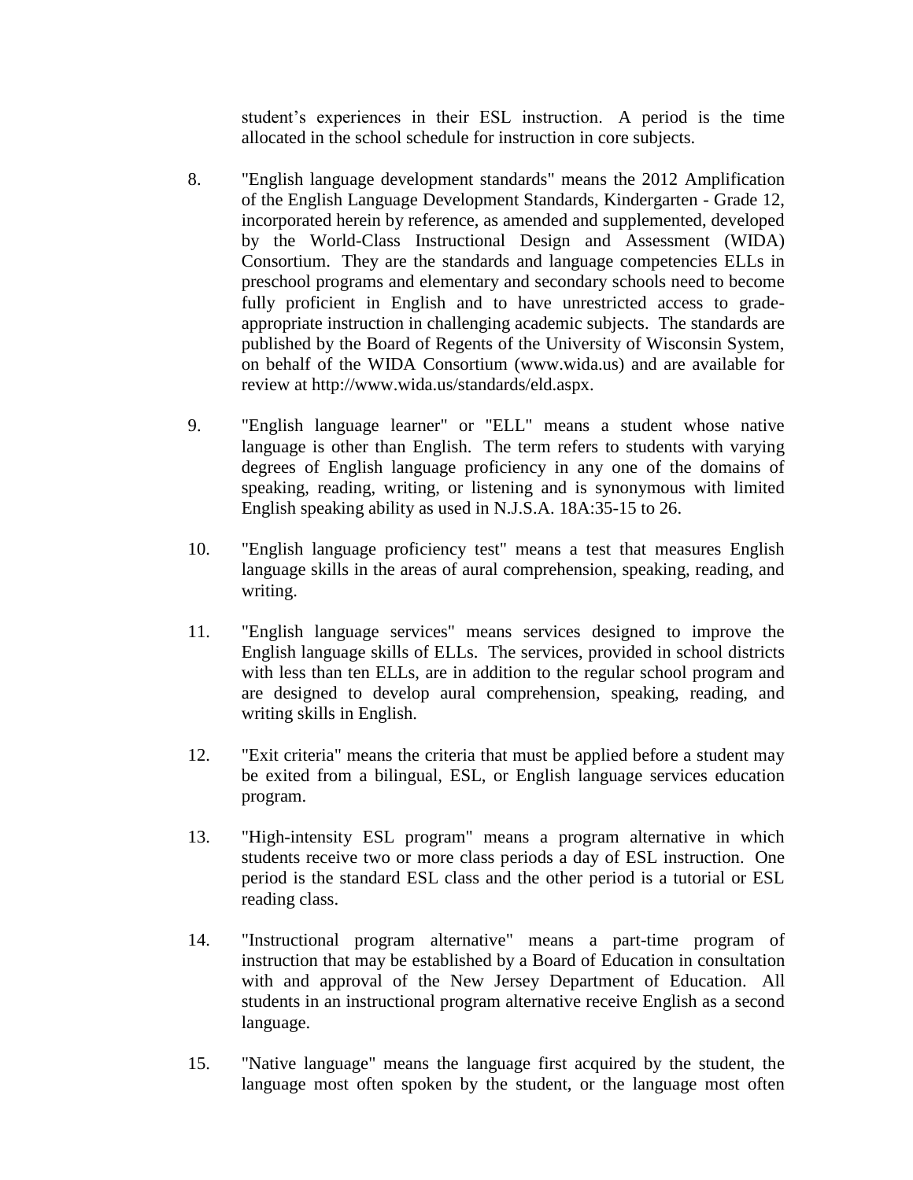student's experiences in their ESL instruction. A period is the time allocated in the school schedule for instruction in core subjects.

8. "English language development standards" means the 2012 Amplification of the English Language Development Standards, Kindergarten - Grade 12, incorporated herein by reference, as amended and supplemented, developed by the World-Class Instructional Design and Assessment (WIDA) Consortium. They are the standards and language competencies ELLs in preschool programs and elementary and secondary schools need to become fully proficient in English and to have unrestricted access to grade-appropriate instruction in challenging academic subjects. The standards are published by the Board of Regents of the University of Wisconsin System, on behalf of the WIDA Consortium (www.wida.us) and are available for review at http://www.wida.us/standards/eld.aspx.

9. "English language learner" or "ELL" means a student whose native language is other than English. The term refers to students with varying degrees of English language proficiency in any one of the domains of speaking, reading, writing, or listening and is synonymous with limited English speaking ability as used in N.J.S.A. 18A:35-15 to 26.

10. "English language proficiency test" means a test that measures English language skills in the areas of aural comprehension, speaking, reading, and writing.

11. "English language services" means services designed to improve the English language skills of ELLs. The services, provided in school districts with less than ten ELLs, are in addition to the regular school program and are designed to develop aural comprehension, speaking, reading, and writing skills in English.

12. "Exit criteria" means the criteria that must be applied before a student may be exited from a bilingual, ESL, or English language services education program.

13. "High-intensity ESL program" means a program alternative in which students receive two or more class periods a day of ESL instruction. One period is the standard ESL class and the other period is a tutorial or ESL reading class.

14. "Instructional program alternative" means a part-time program of instruction that may be established by a Board of Education in consultation with and approval of the New Jersey Department of Education. All students in an instructional program alternative receive English as a second language.

15. "Native language" means the language first acquired by the student, the language most often spoken by the student, or the language most often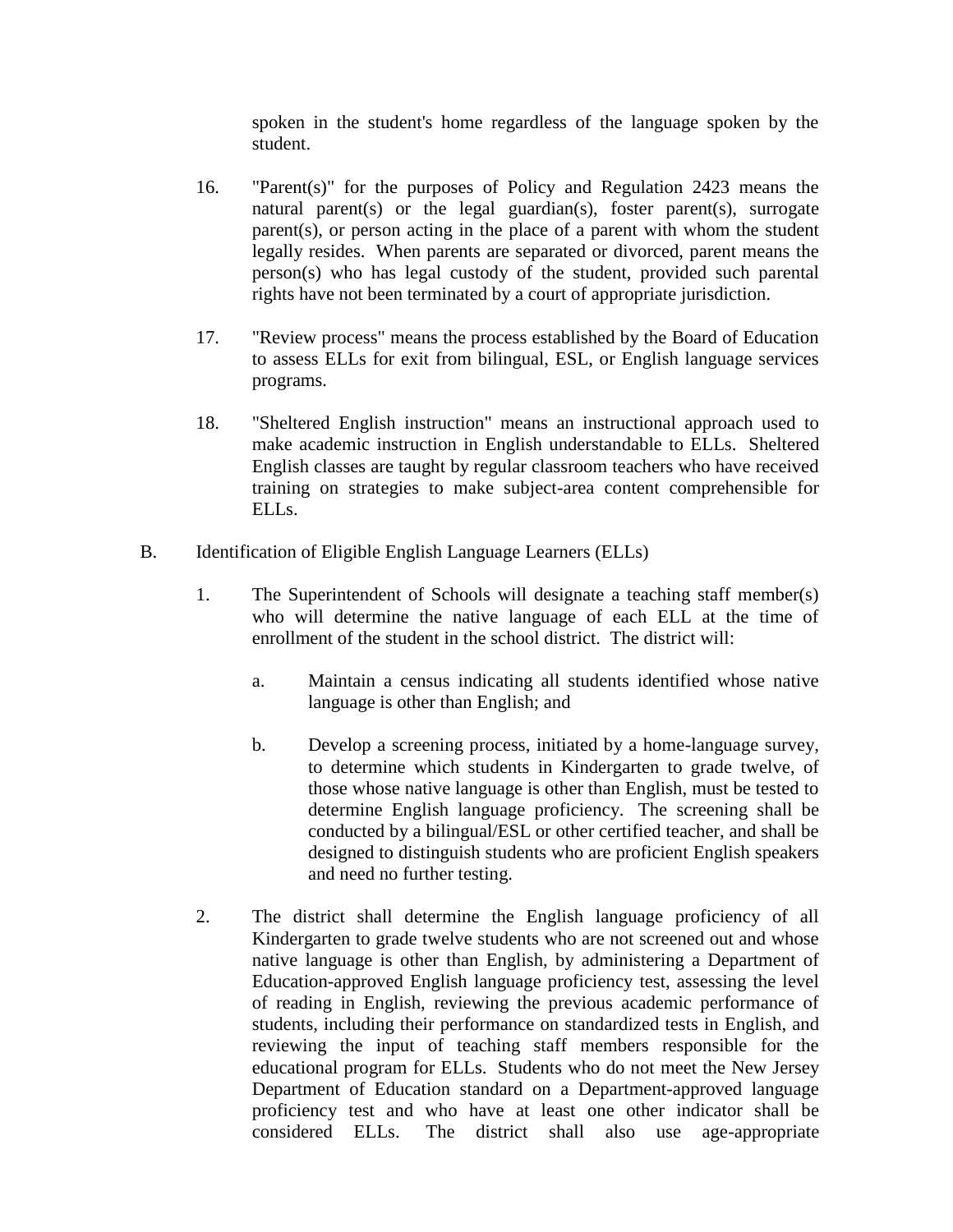spoken in the student's home regardless of the language spoken by the student.

16. "Parent(s)" for the purposes of Policy and Regulation 2423 means the natural parent(s) or the legal guardian(s), foster parent(s), surrogate parent(s), or person acting in the place of a parent with whom the student legally resides. When parents are separated or divorced, parent means the person(s) who has legal custody of the student, provided such parental rights have not been terminated by a court of appropriate jurisdiction.

17. "Review process" means the process established by the Board of Education to assess ELLs for exit from bilingual, ESL, or English language services programs.

18. "Sheltered English instruction" means an instructional approach used to make academic instruction in English understandable to ELLs. Sheltered English classes are taught by regular classroom teachers who have received training on strategies to make subject-area content comprehensible for ELLs.

B. Identification of Eligible English Language Learners (ELLs)

1. The Superintendent of Schools will designate a teaching staff member(s) who will determine the native language of each ELL at the time of enrollment of the student in the school district. The district will:

   a. Maintain a census indicating all students identified whose native language is other than English; and

   b. Develop a screening process, initiated by a home-language survey, to determine which students in Kindergarten to grade twelve, of those whose native language is other than English, must be tested to determine English language proficiency. The screening shall be conducted by a bilingual/ESL or other certified teacher, and shall be designed to distinguish students who are proficient English speakers and need no further testing.

2. The district shall determine the English language proficiency of all Kindergarten to grade twelve students who are not screened out and whose native language is other than English, by administering a Department of Education-approved English language proficiency test, assessing the level of reading in English, reviewing the previous academic performance of students, including their performance on standardized tests in English, and reviewing the input of teaching staff members responsible for the educational program for ELLs. Students who do not meet the New Jersey Department of Education standard on a Department-approved language proficiency test and who have at least one other indicator shall be considered ELLs. The district shall also use age-appropriate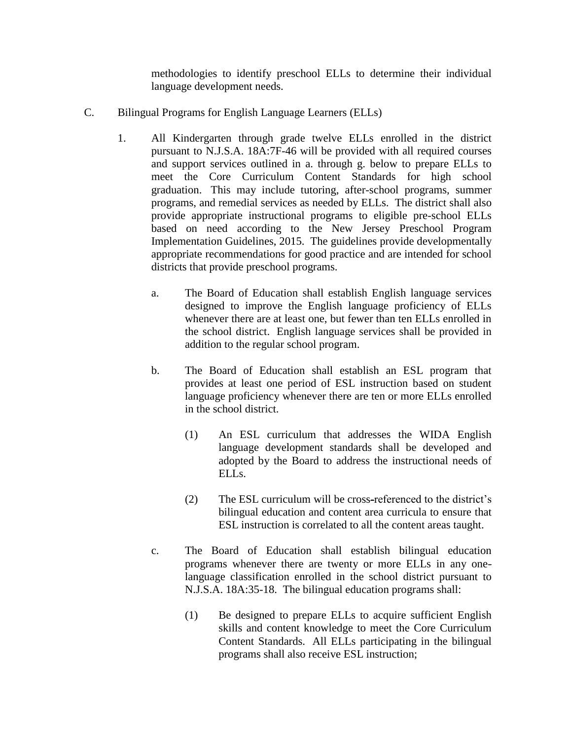methodologies to identify preschool ELLs to determine their individual language development needs.

C. Bilingual Programs for English Language Learners (ELLs)

1. All Kindergarten through grade twelve ELLs enrolled in the district pursuant to N.J.S.A. 18A:7F-46 will be provided with all required courses and support services outlined in a. through g. below to prepare ELLs to meet the Core Curriculum Content Standards for high school graduation. This may include tutoring, after-school programs, summer programs, and remedial services as needed by ELLs. The district shall also provide appropriate instructional programs to eligible pre-school ELLs based on need according to the New Jersey Preschool Program Implementation Guidelines, 2015. The guidelines provide developmentally appropriate recommendations for good practice and are intended for school districts that provide preschool programs.

   a. The Board of Education shall establish English language services designed to improve the English language proficiency of ELLs whenever there are at least one, but fewer than ten ELLs enrolled in the school district. English language services shall be provided in addition to the regular school program.

   b. The Board of Education shall establish an ESL program that provides at least one period of ESL instruction based on student language proficiency whenever there are ten or more ELLs enrolled in the school district.

      (1) An ESL curriculum that addresses the WIDA English language development standards shall be developed and adopted by the Board to address the instructional needs of ELLs.

      (2) The ESL curriculum will be cross-referenced to the district's bilingual education and content area curricula to ensure that ESL instruction is correlated to all the content areas taught.

   c. The Board of Education shall establish bilingual education programs whenever there are twenty or more ELLs in any one-language classification enrolled in the school district pursuant to N.J.S.A. 18A:35-18. The bilingual education programs shall:

      (1) Be designed to prepare ELLs to acquire sufficient English skills and content knowledge to meet the Core Curriculum Content Standards. All ELLs participating in the bilingual programs shall also receive ESL instruction;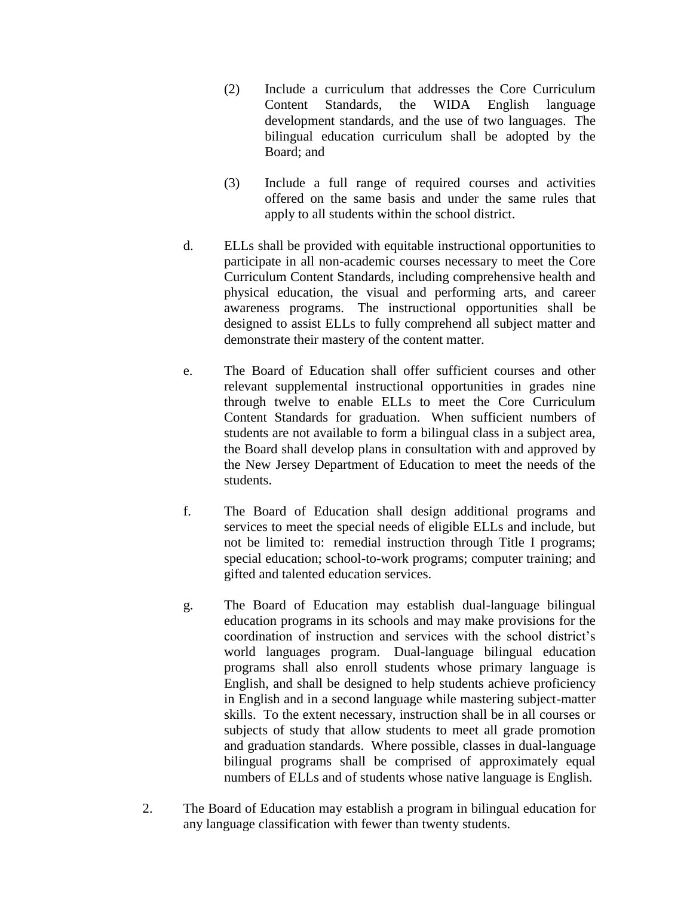(2) Include a curriculum that addresses the Core Curriculum Content Standards, the WIDA English language development standards, and the use of two languages. The bilingual education curriculum shall be adopted by the Board; and

(3) Include a full range of required courses and activities offered on the same basis and under the same rules that apply to all students within the school district.

d. ELLs shall be provided with equitable instructional opportunities to participate in all non-academic courses necessary to meet the Core Curriculum Content Standards, including comprehensive health and physical education, the visual and performing arts, and career awareness programs. The instructional opportunities shall be designed to assist ELLs to fully comprehend all subject matter and demonstrate their mastery of the content matter.

e. The Board of Education shall offer sufficient courses and other relevant supplemental instructional opportunities in grades nine through twelve to enable ELLs to meet the Core Curriculum Content Standards for graduation. When sufficient numbers of students are not available to form a bilingual class in a subject area, the Board shall develop plans in consultation with and approved by the New Jersey Department of Education to meet the needs of the students.

f. The Board of Education shall design additional programs and services to meet the special needs of eligible ELLs and include, but not be limited to: remedial instruction through Title I programs; special education; school-to-work programs; computer training; and gifted and talented education services.

g. The Board of Education may establish dual-language bilingual education programs in its schools and may make provisions for the coordination of instruction and services with the school district's world languages program. Dual-language bilingual education programs shall also enroll students whose primary language is English, and shall be designed to help students achieve proficiency in English and in a second language while mastering subject-matter skills. To the extent necessary, instruction shall be in all courses or subjects of study that allow students to meet all grade promotion and graduation standards. Where possible, classes in dual-language bilingual programs shall be comprised of approximately equal numbers of ELLs and of students whose native language is English.

2. The Board of Education may establish a program in bilingual education for any language classification with fewer than twenty students.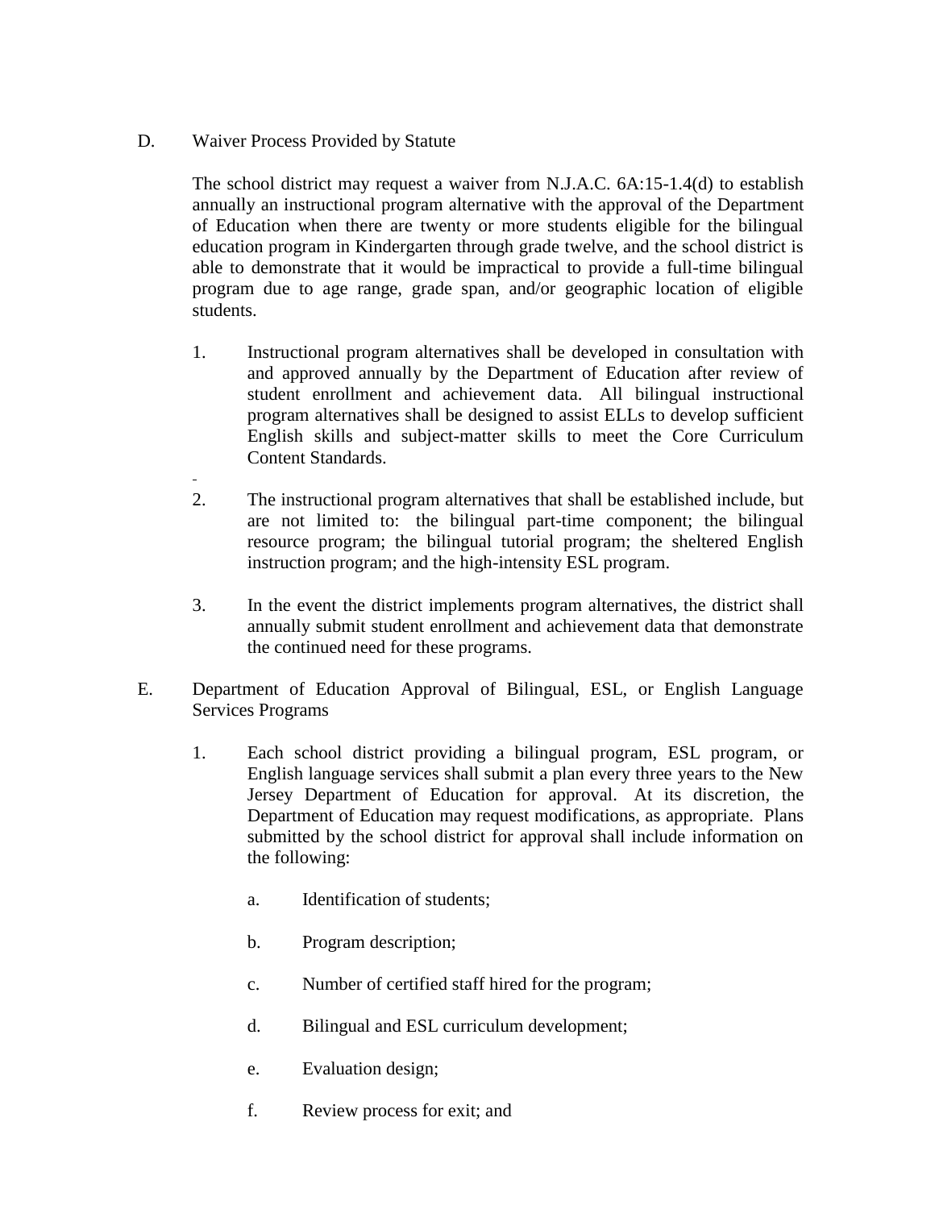D. Waiver Process Provided by Statute

The school district may request a waiver from N.J.A.C. 6A:15-1.4(d) to establish annually an instructional program alternative with the approval of the Department of Education when there are twenty or more students eligible for the bilingual education program in Kindergarten through grade twelve, and the school district is able to demonstrate that it would be impractical to provide a full-time bilingual program due to age range, grade span, and/or geographic location of eligible students.

1. Instructional program alternatives shall be developed in consultation with and approved annually by the Department of Education after review of student enrollment and achievement data. All bilingual instructional program alternatives shall be designed to assist ELLs to develop sufficient English skills and subject-matter skills to meet the Core Curriculum Content Standards.

2. The instructional program alternatives that shall be established include, but are not limited to: the bilingual part-time component; the bilingual resource program; the bilingual tutorial program; the sheltered English instruction program; and the high-intensity ESL program.

3. In the event the district implements program alternatives, the district shall annually submit student enrollment and achievement data that demonstrate the continued need for these programs.

E. Department of Education Approval of Bilingual, ESL, or English Language Services Programs

1. Each school district providing a bilingual program, ESL program, or English language services shall submit a plan every three years to the New Jersey Department of Education for approval. At its discretion, the Department of Education may request modifications, as appropriate. Plans submitted by the school district for approval shall include information on the following:

   a. Identification of students;

   b. Program description;

   c. Number of certified staff hired for the program;

   d. Bilingual and ESL curriculum development;

   e. Evaluation design;

   f. Review process for exit; and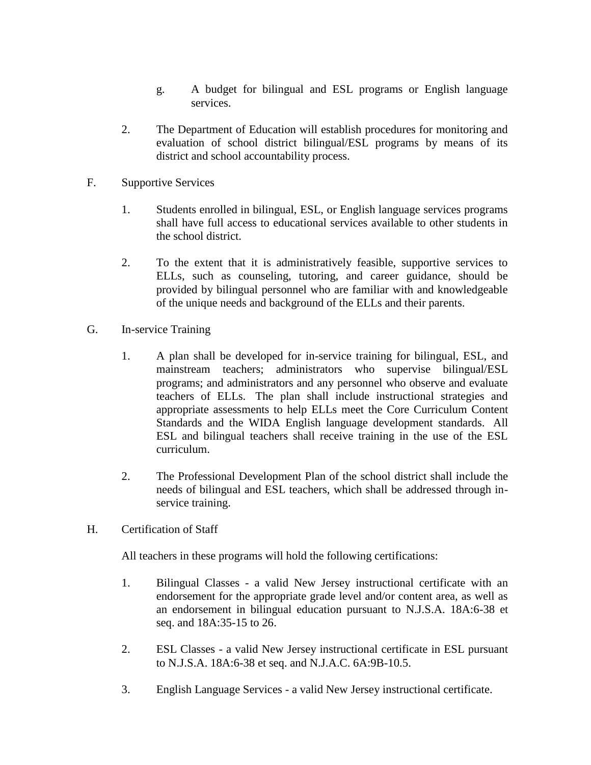g. A budget for bilingual and ESL programs or English language services.

2. The Department of Education will establish procedures for monitoring and evaluation of school district bilingual/ESL programs by means of its district and school accountability process.

F. Supportive Services

1. Students enrolled in bilingual, ESL, or English language services programs shall have full access to educational services available to other students in the school district.

2. To the extent that it is administratively feasible, supportive services to ELLs, such as counseling, tutoring, and career guidance, should be provided by bilingual personnel who are familiar with and knowledgeable of the unique needs and background of the ELLs and their parents.

G. In-service Training

1. A plan shall be developed for in-service training for bilingual, ESL, and mainstream teachers; administrators who supervise bilingual/ESL programs; and administrators and any personnel who observe and evaluate teachers of ELLs. The plan shall include instructional strategies and appropriate assessments to help ELLs meet the Core Curriculum Content Standards and the WIDA English language development standards. All ESL and bilingual teachers shall receive training in the use of the ESL curriculum.

2. The Professional Development Plan of the school district shall include the needs of bilingual and ESL teachers, which shall be addressed through in-service training.

H. Certification of Staff

All teachers in these programs will hold the following certifications:

1. Bilingual Classes - a valid New Jersey instructional certificate with an endorsement for the appropriate grade level and/or content area, as well as an endorsement in bilingual education pursuant to N.J.S.A. 18A:6-38 et seq. and 18A:35-15 to 26.

2. ESL Classes - a valid New Jersey instructional certificate in ESL pursuant to N.J.S.A. 18A:6-38 et seq. and N.J.A.C. 6A:9B-10.5.

3. English Language Services - a valid New Jersey instructional certificate.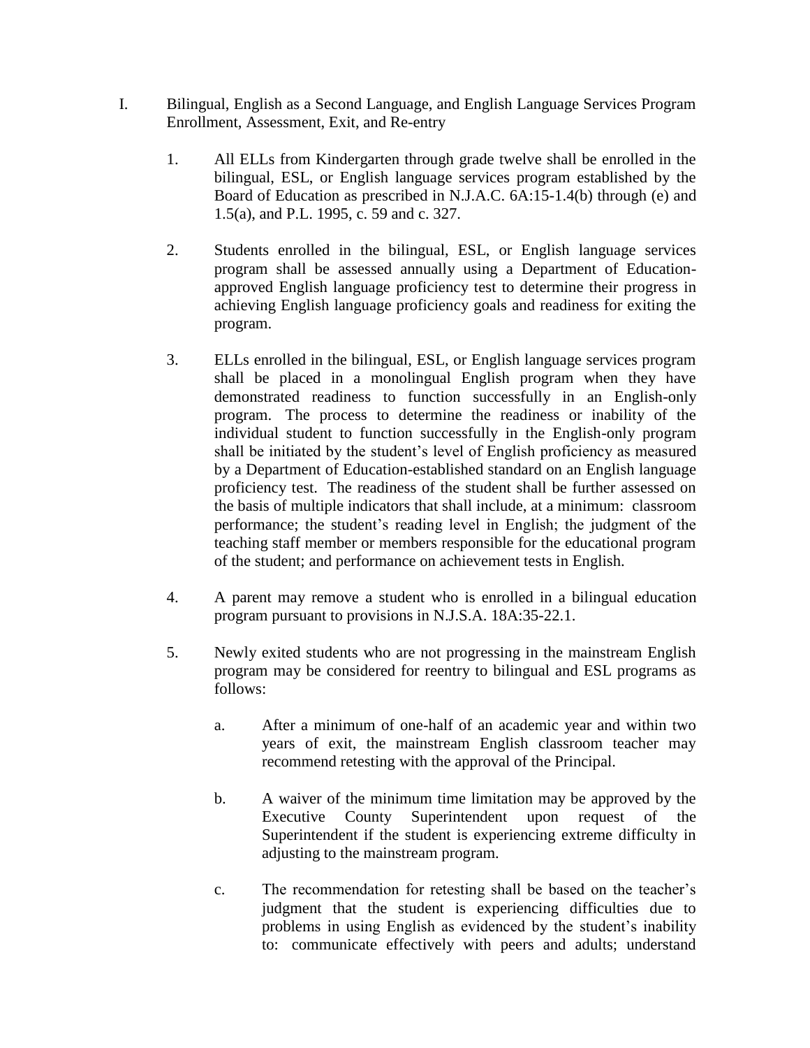I. Bilingual, English as a Second Language, and English Language Services Program Enrollment, Assessment, Exit, and Re-entry

1. All ELLs from Kindergarten through grade twelve shall be enrolled in the bilingual, ESL, or English language services program established by the Board of Education as prescribed in N.J.A.C. 6A:15-1.4(b) through (e) and 1.5(a), and P.L. 1995, c. 59 and c. 327.

2. Students enrolled in the bilingual, ESL, or English language services program shall be assessed annually using a Department of Education-approved English language proficiency test to determine their progress in achieving English language proficiency goals and readiness for exiting the program.

3. ELLs enrolled in the bilingual, ESL, or English language services program shall be placed in a monolingual English program when they have demonstrated readiness to function successfully in an English-only program. The process to determine the readiness or inability of the individual student to function successfully in the English-only program shall be initiated by the student's level of English proficiency as measured by a Department of Education-established standard on an English language proficiency test. The readiness of the student shall be further assessed on the basis of multiple indicators that shall include, at a minimum: classroom performance; the student's reading level in English; the judgment of the teaching staff member or members responsible for the educational program of the student; and performance on achievement tests in English.

4. A parent may remove a student who is enrolled in a bilingual education program pursuant to provisions in N.J.S.A. 18A:35-22.1.

5. Newly exited students who are not progressing in the mainstream English program may be considered for reentry to bilingual and ESL programs as follows:

   a. After a minimum of one-half of an academic year and within two years of exit, the mainstream English classroom teacher may recommend retesting with the approval of the Principal.

   b. A waiver of the minimum time limitation may be approved by the Executive County Superintendent upon request of the Superintendent if the student is experiencing extreme difficulty in adjusting to the mainstream program.

   c. The recommendation for retesting shall be based on the teacher's judgment that the student is experiencing difficulties due to problems in using English as evidenced by the student's inability to: communicate effectively with peers and adults; understand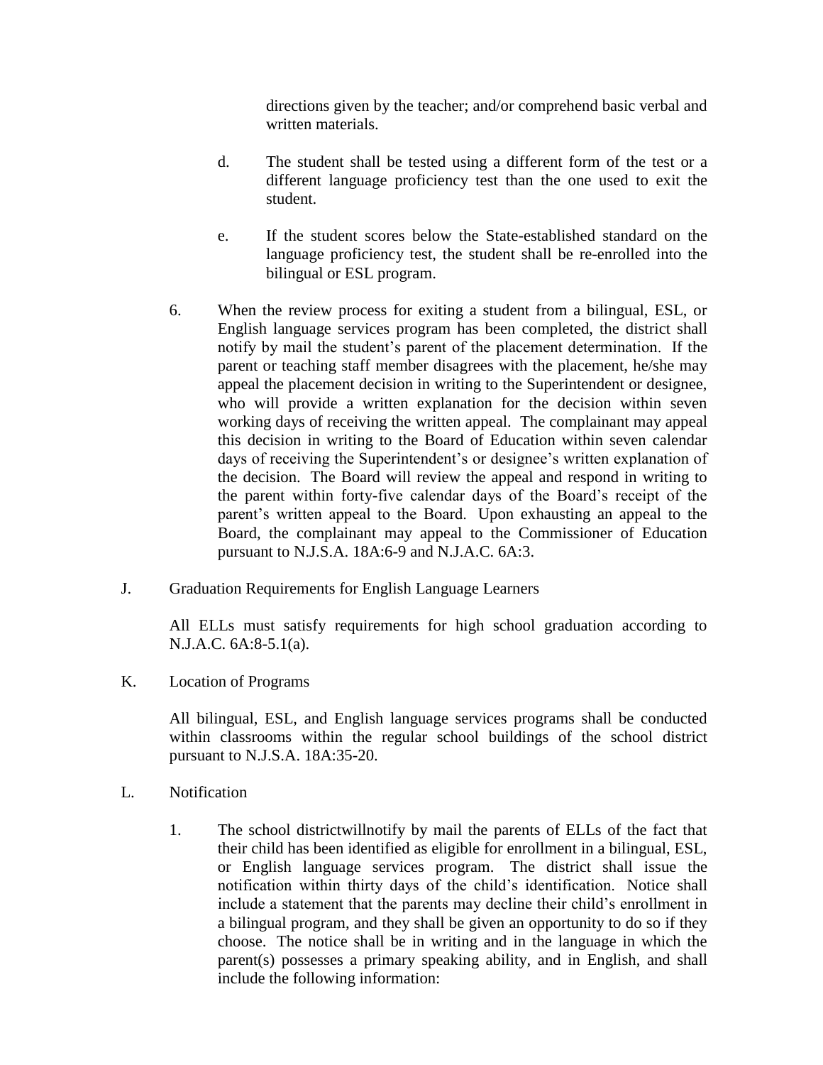directions given by the teacher; and/or comprehend basic verbal and written materials.

d. The student shall be tested using a different form of the test or a different language proficiency test than the one used to exit the student.

e. If the student scores below the State-established standard on the language proficiency test, the student shall be re-enrolled into the bilingual or ESL program.

6. When the review process for exiting a student from a bilingual, ESL, or English language services program has been completed, the district shall notify by mail the student's parent of the placement determination. If the parent or teaching staff member disagrees with the placement, he/she may appeal the placement decision in writing to the Superintendent or designee, who will provide a written explanation for the decision within seven working days of receiving the written appeal. The complainant may appeal this decision in writing to the Board of Education within seven calendar days of receiving the Superintendent's or designee's written explanation of the decision. The Board will review the appeal and respond in writing to the parent within forty-five calendar days of the Board's receipt of the parent's written appeal to the Board. Upon exhausting an appeal to the Board, the complainant may appeal to the Commissioner of Education pursuant to N.J.S.A. 18A:6-9 and N.J.A.C. 6A:3.

J. Graduation Requirements for English Language Learners

All ELLs must satisfy requirements for high school graduation according to N.J.A.C. 6A:8-5.1(a).

K. Location of Programs

All bilingual, ESL, and English language services programs shall be conducted within classrooms within the regular school buildings of the school district pursuant to N.J.S.A. 18A:35-20.

L. Notification

1. The school districtwillnotify by mail the parents of ELLs of the fact that their child has been identified as eligible for enrollment in a bilingual, ESL, or English language services program. The district shall issue the notification within thirty days of the child's identification. Notice shall include a statement that the parents may decline their child's enrollment in a bilingual program, and they shall be given an opportunity to do so if they choose. The notice shall be in writing and in the language in which the parent(s) possesses a primary speaking ability, and in English, and shall include the following information: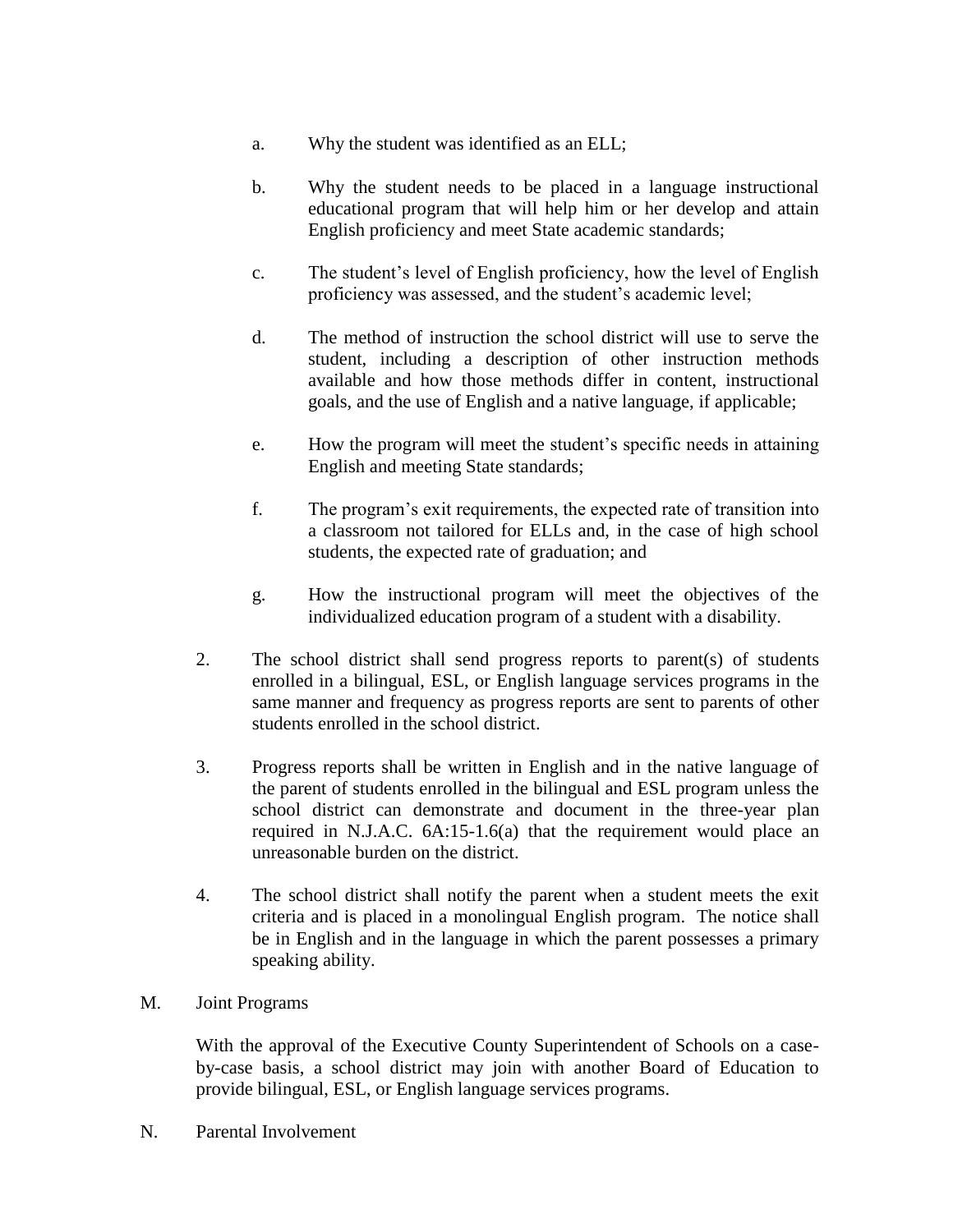a. Why the student was identified as an ELL;

b. Why the student needs to be placed in a language instructional educational program that will help him or her develop and attain English proficiency and meet State academic standards;

c. The student's level of English proficiency, how the level of English proficiency was assessed, and the student's academic level;

d. The method of instruction the school district will use to serve the student, including a description of other instruction methods available and how those methods differ in content, instructional goals, and the use of English and a native language, if applicable;

e. How the program will meet the student's specific needs in attaining English and meeting State standards;

f. The program's exit requirements, the expected rate of transition into a classroom not tailored for ELLs and, in the case of high school students, the expected rate of graduation; and

g. How the instructional program will meet the objectives of the individualized education program of a student with a disability.

2. The school district shall send progress reports to parent(s) of students enrolled in a bilingual, ESL, or English language services programs in the same manner and frequency as progress reports are sent to parents of other students enrolled in the school district.

3. Progress reports shall be written in English and in the native language of the parent of students enrolled in the bilingual and ESL program unless the school district can demonstrate and document in the three-year plan required in N.J.A.C. 6A:15-1.6(a) that the requirement would place an unreasonable burden on the district.

4. The school district shall notify the parent when a student meets the exit criteria and is placed in a monolingual English program. The notice shall be in English and in the language in which the parent possesses a primary speaking ability.

M. Joint Programs

With the approval of the Executive County Superintendent of Schools on a case-by-case basis, a school district may join with another Board of Education to provide bilingual, ESL, or English language services programs.

N. Parental Involvement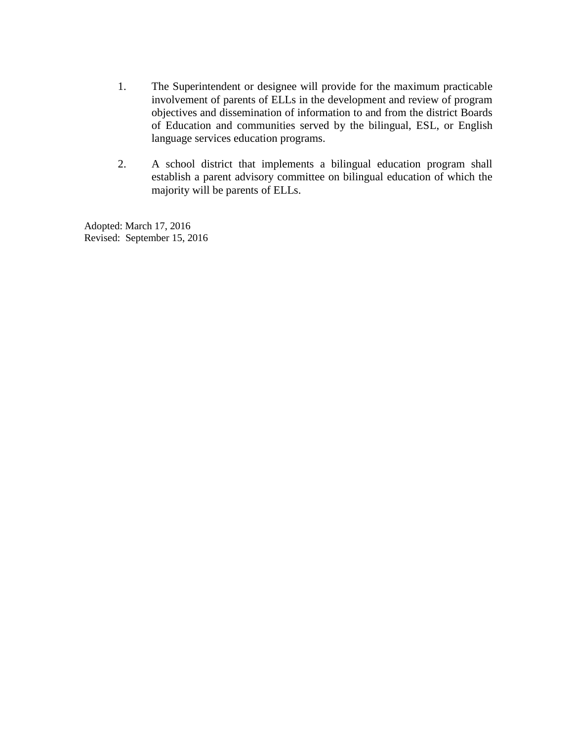1. The Superintendent or designee will provide for the maximum practicable involvement of parents of ELLs in the development and review of program objectives and dissemination of information to and from the district Boards of Education and communities served by the bilingual, ESL, or English language services education programs.

2. A school district that implements a bilingual education program shall establish a parent advisory committee on bilingual education of which the majority will be parents of ELLs.

Adopted: March 17, 2016
Revised: September 15, 2016